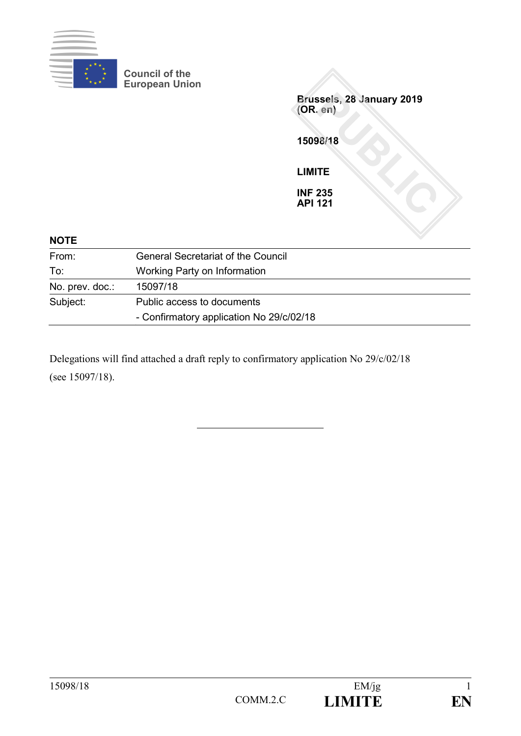Council of the European Union

Brussels, 28 January 2019
(OR. en)

15098/18

LIMITE

INF 235
API 121

**NOTE**

| | |
|---|---|
| From: | General Secretariat of the Council |
| To: | Working Party on Information |
| No. prev. doc.: | 15097/18 |
| Subject: | Public access to documents<br>- Confirmatory application No 29/c/02/18 |

Delegations will find attached a draft reply to confirmatory application No 29/c/02/18 (see 15097/18).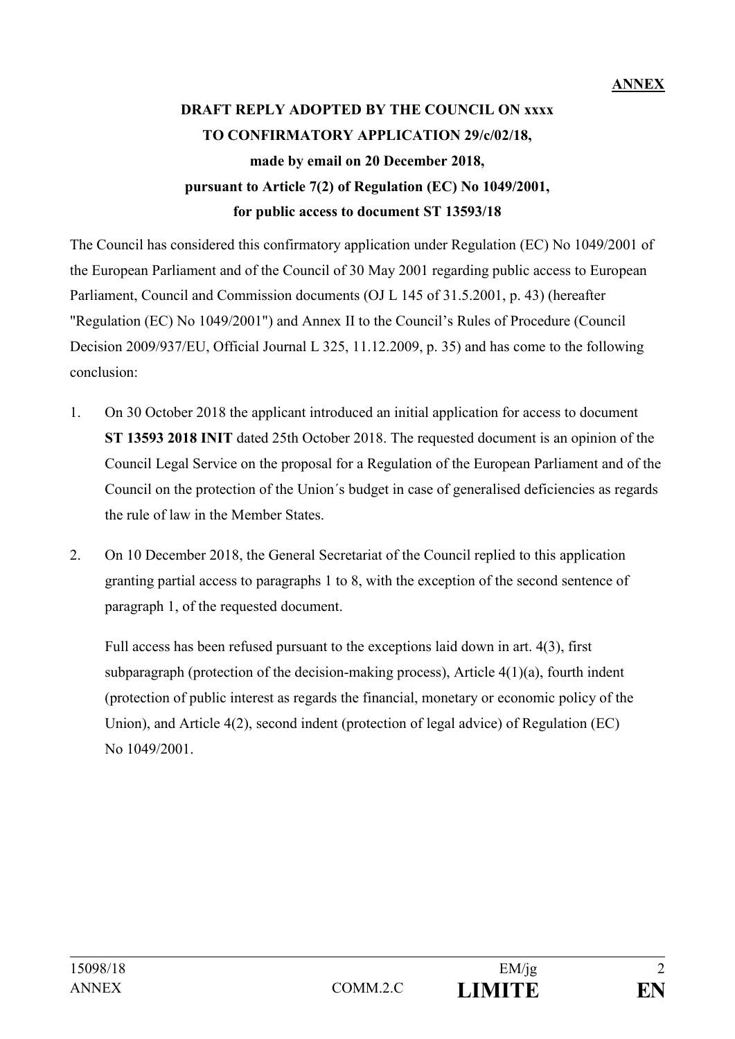**ANNEX**

**DRAFT REPLY ADOPTED BY THE COUNCIL ON xxxx**
**TO CONFIRMATORY APPLICATION 29/c/02/18,**
**made by email on 20 December 2018,**
**pursuant to Article 7(2) of Regulation (EC) No 1049/2001,**
**for public access to document ST 13593/18**

The Council has considered this confirmatory application under Regulation (EC) No 1049/2001 of the European Parliament and of the Council of 30 May 2001 regarding public access to European Parliament, Council and Commission documents (OJ L 145 of 31.5.2001, p. 43) (hereafter "Regulation (EC) No 1049/2001") and Annex II to the Council's Rules of Procedure (Council Decision 2009/937/EU, Official Journal L 325, 11.12.2009, p. 35) and has come to the following conclusion:

1. On 30 October 2018 the applicant introduced an initial application for access to document **ST 13593 2018 INIT** dated 25th October 2018. The requested document is an opinion of the Council Legal Service on the proposal for a Regulation of the European Parliament and of the Council on the protection of the Union´s budget in case of generalised deficiencies as regards the rule of law in the Member States.

2. On 10 December 2018, the General Secretariat of the Council replied to this application granting partial access to paragraphs 1 to 8, with the exception of the second sentence of paragraph 1, of the requested document.

   Full access has been refused pursuant to the exceptions laid down in art. 4(3), first subparagraph (protection of the decision-making process), Article 4(1)(a), fourth indent (protection of public interest as regards the financial, monetary or economic policy of the Union), and Article 4(2), second indent (protection of legal advice) of Regulation (EC) No 1049/2001.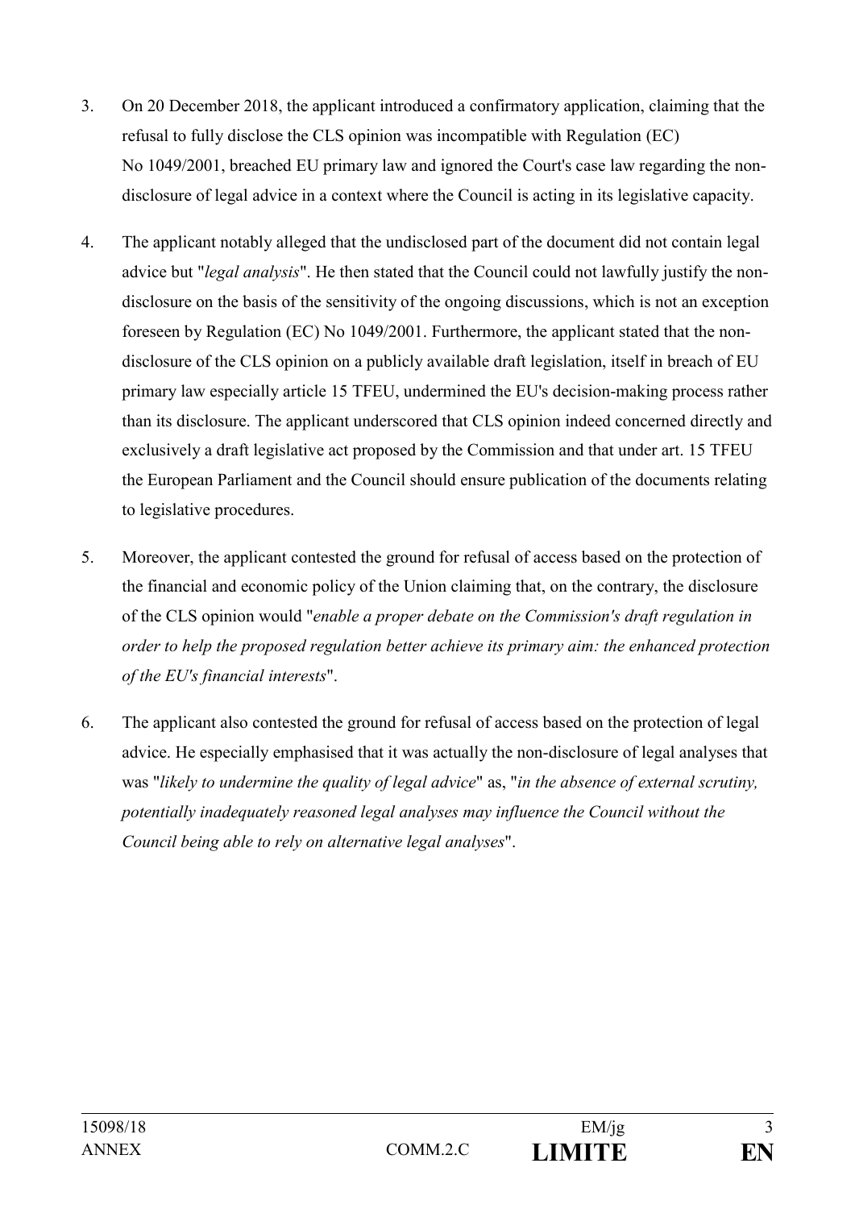3. On 20 December 2018, the applicant introduced a confirmatory application, claiming that the refusal to fully disclose the CLS opinion was incompatible with Regulation (EC) No 1049/2001, breached EU primary law and ignored the Court's case law regarding the non-disclosure of legal advice in a context where the Council is acting in its legislative capacity.

4. The applicant notably alleged that the undisclosed part of the document did not contain legal advice but "*legal analysis*". He then stated that the Council could not lawfully justify the non-disclosure on the basis of the sensitivity of the ongoing discussions, which is not an exception foreseen by Regulation (EC) No 1049/2001. Furthermore, the applicant stated that the non-disclosure of the CLS opinion on a publicly available draft legislation, itself in breach of EU primary law especially article 15 TFEU, undermined the EU's decision-making process rather than its disclosure. The applicant underscored that CLS opinion indeed concerned directly and exclusively a draft legislative act proposed by the Commission and that under art. 15 TFEU the European Parliament and the Council should ensure publication of the documents relating to legislative procedures.

5. Moreover, the applicant contested the ground for refusal of access based on the protection of the financial and economic policy of the Union claiming that, on the contrary, the disclosure of the CLS opinion would "*enable a proper debate on the Commission's draft regulation in order to help the proposed regulation better achieve its primary aim: the enhanced protection of the EU's financial interests*".

6. The applicant also contested the ground for refusal of access based on the protection of legal advice. He especially emphasised that it was actually the non-disclosure of legal analyses that was "*likely to undermine the quality of legal advice*" as, "*in the absence of external scrutiny, potentially inadequately reasoned legal analyses may influence the Council without the Council being able to rely on alternative legal analyses*".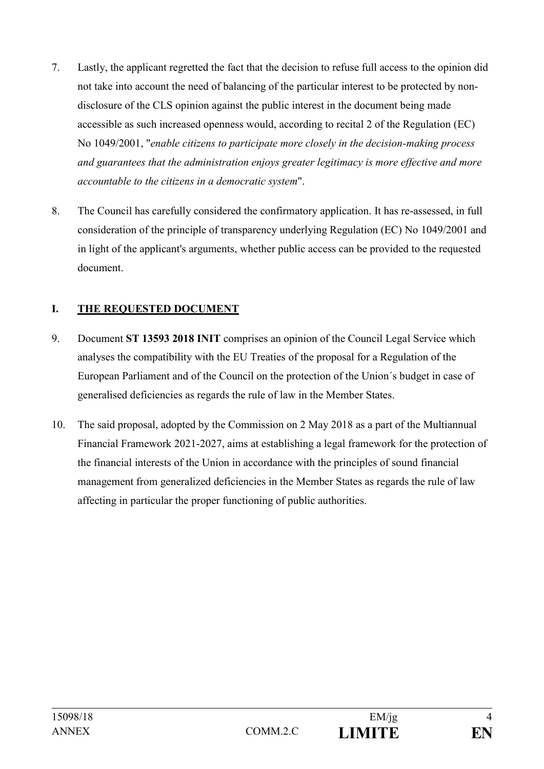7. Lastly, the applicant regretted the fact that the decision to refuse full access to the opinion did not take into account the need of balancing of the particular interest to be protected by non-disclosure of the CLS opinion against the public interest in the document being made accessible as such increased openness would, according to recital 2 of the Regulation (EC) No 1049/2001, "*enable citizens to participate more closely in the decision-making process and guarantees that the administration enjoys greater legitimacy is more effective and more accountable to the citizens in a democratic system*".

8. The Council has carefully considered the confirmatory application. It has re-assessed, in full consideration of the principle of transparency underlying Regulation (EC) No 1049/2001 and in light of the applicant's arguments, whether public access can be provided to the requested document.

## I. THE REQUESTED DOCUMENT

9. Document **ST 13593 2018 INIT** comprises an opinion of the Council Legal Service which analyses the compatibility with the EU Treaties of the proposal for a Regulation of the European Parliament and of the Council on the protection of the Union´s budget in case of generalised deficiencies as regards the rule of law in the Member States.

10. The said proposal, adopted by the Commission on 2 May 2018 as a part of the Multiannual Financial Framework 2021-2027, aims at establishing a legal framework for the protection of the financial interests of the Union in accordance with the principles of sound financial management from generalized deficiencies in the Member States as regards the rule of law affecting in particular the proper functioning of public authorities.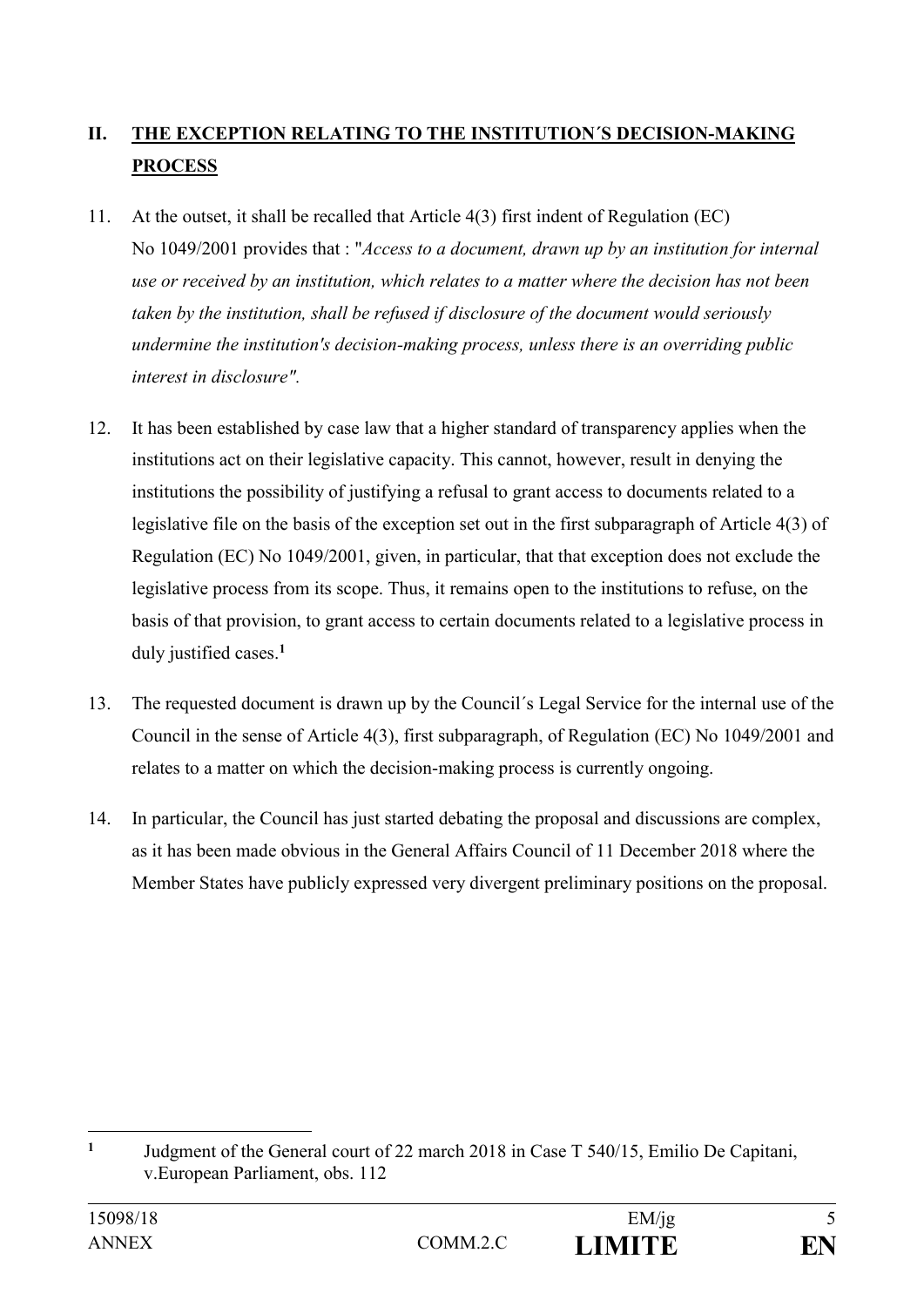## II. THE EXCEPTION RELATING TO THE INSTITUTION´S DECISION-MAKING PROCESS

11. At the outset, it shall be recalled that Article 4(3) first indent of Regulation (EC) No 1049/2001 provides that : "*Access to a document, drawn up by an institution for internal use or received by an institution, which relates to a matter where the decision has not been taken by the institution, shall be refused if disclosure of the document would seriously undermine the institution's decision-making process, unless there is an overriding public interest in disclosure".*

12. It has been established by case law that a higher standard of transparency applies when the institutions act on their legislative capacity. This cannot, however, result in denying the institutions the possibility of justifying a refusal to grant access to documents related to a legislative file on the basis of the exception set out in the first subparagraph of Article 4(3) of Regulation (EC) No 1049/2001, given, in particular, that that exception does not exclude the legislative process from its scope. Thus, it remains open to the institutions to refuse, on the basis of that provision, to grant access to certain documents related to a legislative process in duly justified cases.[1]

13. The requested document is drawn up by the Council´s Legal Service for the internal use of the Council in the sense of Article 4(3), first subparagraph, of Regulation (EC) No 1049/2001 and relates to a matter on which the decision-making process is currently ongoing.

14. In particular, the Council has just started debating the proposal and discussions are complex, as it has been made obvious in the General Affairs Council of 11 December 2018 where the Member States have publicly expressed very divergent preliminary positions on the proposal.

---

[1] Judgment of the General court of 22 march 2018 in Case T 540/15, Emilio De Capitani, v.European Parliament, obs. 112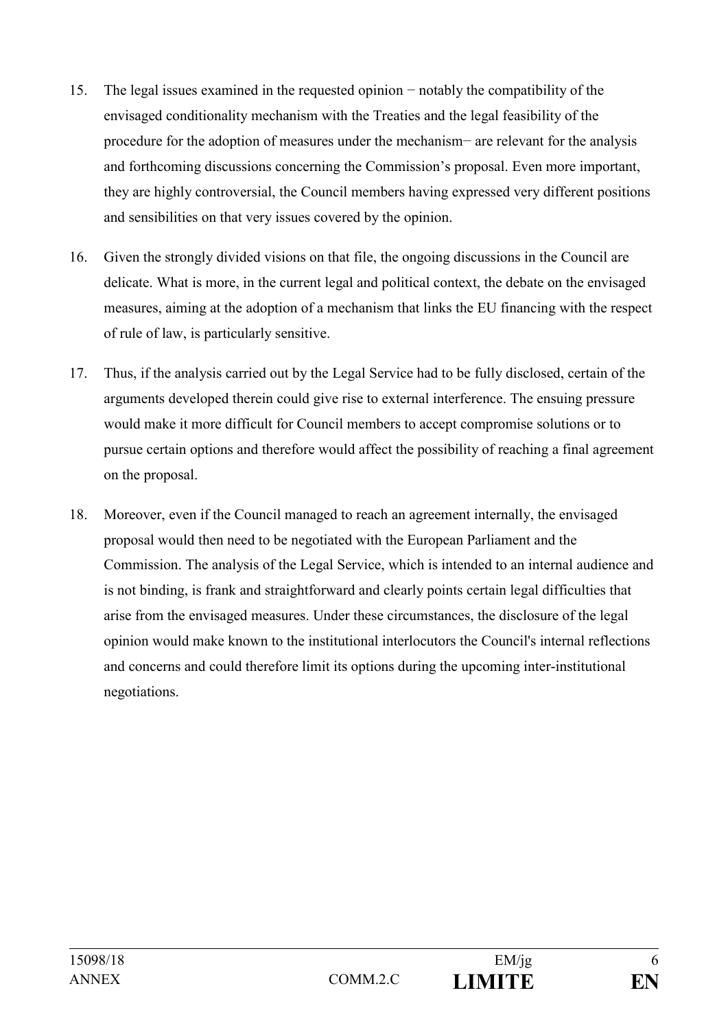15. The legal issues examined in the requested opinion − notably the compatibility of the envisaged conditionality mechanism with the Treaties and the legal feasibility of the procedure for the adoption of measures under the mechanism− are relevant for the analysis and forthcoming discussions concerning the Commission's proposal. Even more important, they are highly controversial, the Council members having expressed very different positions and sensibilities on that very issues covered by the opinion.

16. Given the strongly divided visions on that file, the ongoing discussions in the Council are delicate. What is more, in the current legal and political context, the debate on the envisaged measures, aiming at the adoption of a mechanism that links the EU financing with the respect of rule of law, is particularly sensitive.

17. Thus, if the analysis carried out by the Legal Service had to be fully disclosed, certain of the arguments developed therein could give rise to external interference. The ensuing pressure would make it more difficult for Council members to accept compromise solutions or to pursue certain options and therefore would affect the possibility of reaching a final agreement on the proposal.

18. Moreover, even if the Council managed to reach an agreement internally, the envisaged proposal would then need to be negotiated with the European Parliament and the Commission. The analysis of the Legal Service, which is intended to an internal audience and is not binding, is frank and straightforward and clearly points certain legal difficulties that arise from the envisaged measures. Under these circumstances, the disclosure of the legal opinion would make known to the institutional interlocutors the Council's internal reflections and concerns and could therefore limit its options during the upcoming inter-institutional negotiations.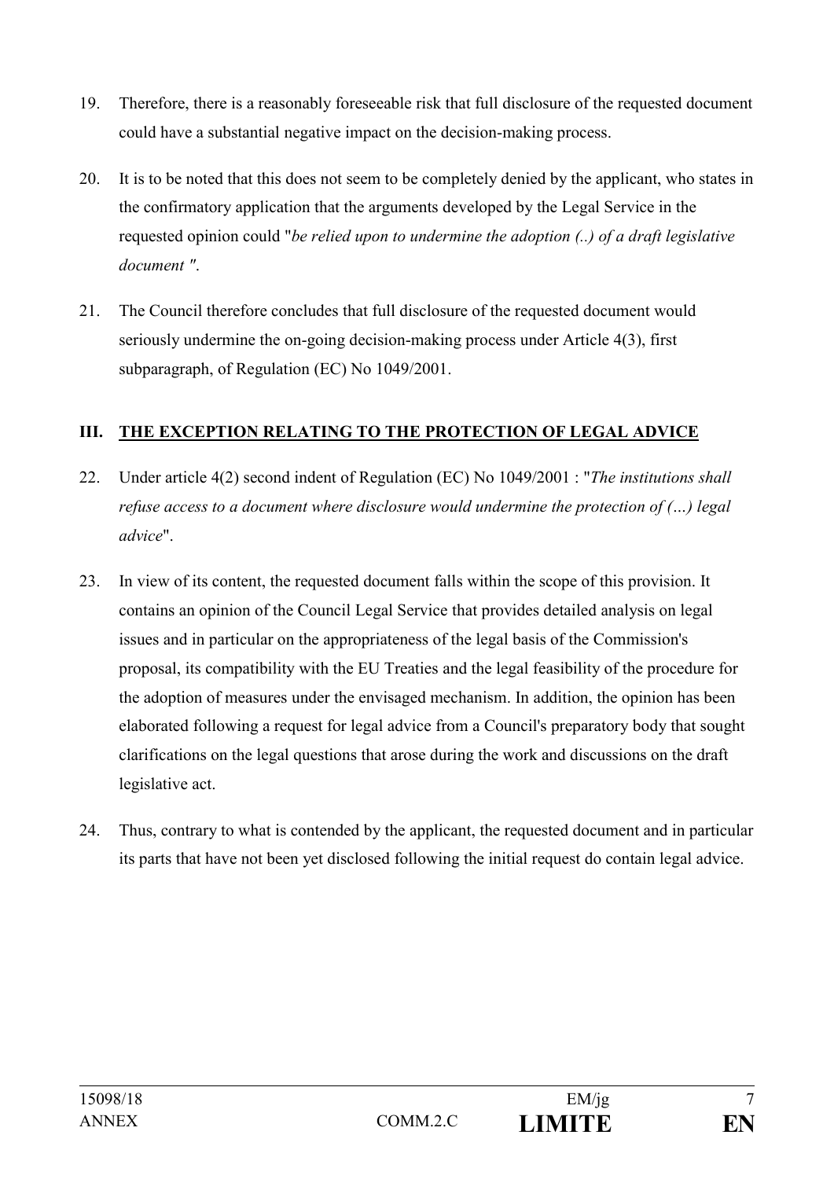19. Therefore, there is a reasonably foreseeable risk that full disclosure of the requested document could have a substantial negative impact on the decision-making process.

20. It is to be noted that this does not seem to be completely denied by the applicant, who states in the confirmatory application that the arguments developed by the Legal Service in the requested opinion could "*be relied upon to undermine the adoption (..) of a draft legislative document "*.

21. The Council therefore concludes that full disclosure of the requested document would seriously undermine the on-going decision-making process under Article 4(3), first subparagraph, of Regulation (EC) No 1049/2001.

## III. THE EXCEPTION RELATING TO THE PROTECTION OF LEGAL ADVICE

22. Under article 4(2) second indent of Regulation (EC) No 1049/2001 : "*The institutions shall refuse access to a document where disclosure would undermine the protection of (…) legal advice*".

23. In view of its content, the requested document falls within the scope of this provision. It contains an opinion of the Council Legal Service that provides detailed analysis on legal issues and in particular on the appropriateness of the legal basis of the Commission's proposal, its compatibility with the EU Treaties and the legal feasibility of the procedure for the adoption of measures under the envisaged mechanism. In addition, the opinion has been elaborated following a request for legal advice from a Council's preparatory body that sought clarifications on the legal questions that arose during the work and discussions on the draft legislative act.

24. Thus, contrary to what is contended by the applicant, the requested document and in particular its parts that have not been yet disclosed following the initial request do contain legal advice.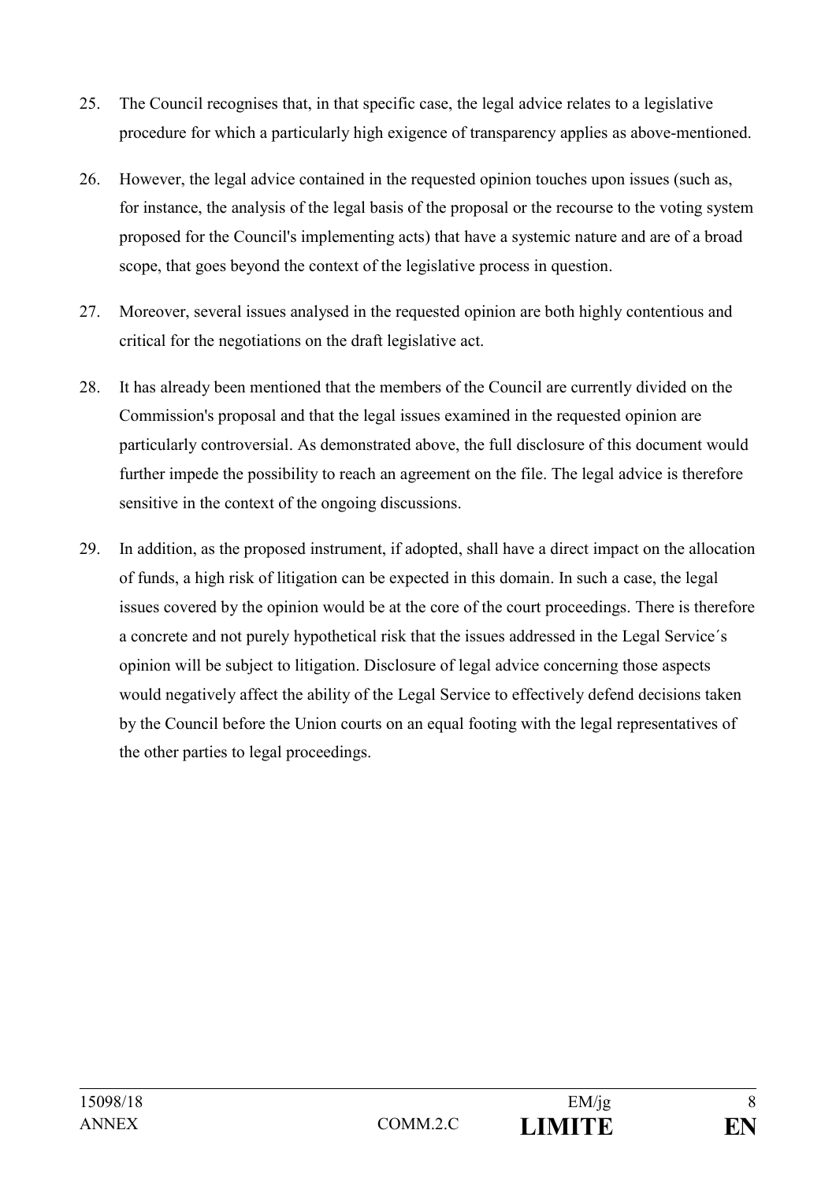25. The Council recognises that, in that specific case, the legal advice relates to a legislative procedure for which a particularly high exigence of transparency applies as above-mentioned.

26. However, the legal advice contained in the requested opinion touches upon issues (such as, for instance, the analysis of the legal basis of the proposal or the recourse to the voting system proposed for the Council's implementing acts) that have a systemic nature and are of a broad scope, that goes beyond the context of the legislative process in question.

27. Moreover, several issues analysed in the requested opinion are both highly contentious and critical for the negotiations on the draft legislative act.

28. It has already been mentioned that the members of the Council are currently divided on the Commission's proposal and that the legal issues examined in the requested opinion are particularly controversial. As demonstrated above, the full disclosure of this document would further impede the possibility to reach an agreement on the file. The legal advice is therefore sensitive in the context of the ongoing discussions.

29. In addition, as the proposed instrument, if adopted, shall have a direct impact on the allocation of funds, a high risk of litigation can be expected in this domain. In such a case, the legal issues covered by the opinion would be at the core of the court proceedings. There is therefore a concrete and not purely hypothetical risk that the issues addressed in the Legal Service´s opinion will be subject to litigation. Disclosure of legal advice concerning those aspects would negatively affect the ability of the Legal Service to effectively defend decisions taken by the Council before the Union courts on an equal footing with the legal representatives of the other parties to legal proceedings.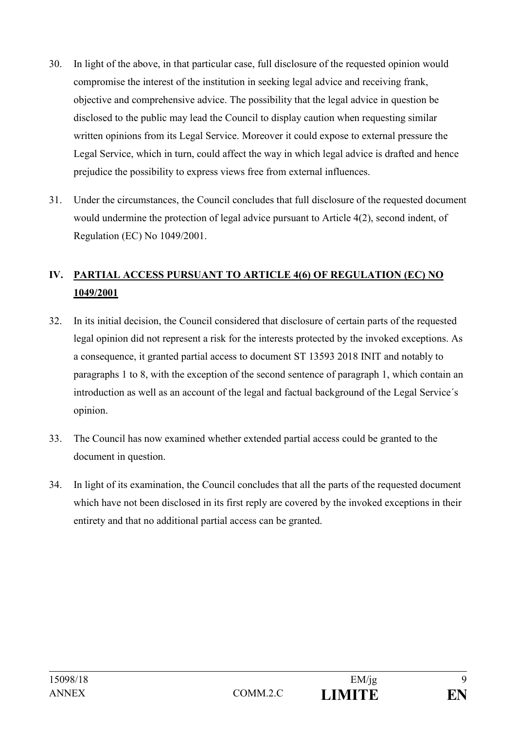30. In light of the above, in that particular case, full disclosure of the requested opinion would compromise the interest of the institution in seeking legal advice and receiving frank, objective and comprehensive advice. The possibility that the legal advice in question be disclosed to the public may lead the Council to display caution when requesting similar written opinions from its Legal Service. Moreover it could expose to external pressure the Legal Service, which in turn, could affect the way in which legal advice is drafted and hence prejudice the possibility to express views free from external influences.

31. Under the circumstances, the Council concludes that full disclosure of the requested document would undermine the protection of legal advice pursuant to Article 4(2), second indent, of Regulation (EC) No 1049/2001.

## IV. PARTIAL ACCESS PURSUANT TO ARTICLE 4(6) OF REGULATION (EC) NO 1049/2001

32. In its initial decision, the Council considered that disclosure of certain parts of the requested legal opinion did not represent a risk for the interests protected by the invoked exceptions. As a consequence, it granted partial access to document ST 13593 2018 INIT and notably to paragraphs 1 to 8, with the exception of the second sentence of paragraph 1, which contain an introduction as well as an account of the legal and factual background of the Legal Service´s opinion.

33. The Council has now examined whether extended partial access could be granted to the document in question.

34. In light of its examination, the Council concludes that all the parts of the requested document which have not been disclosed in its first reply are covered by the invoked exceptions in their entirety and that no additional partial access can be granted.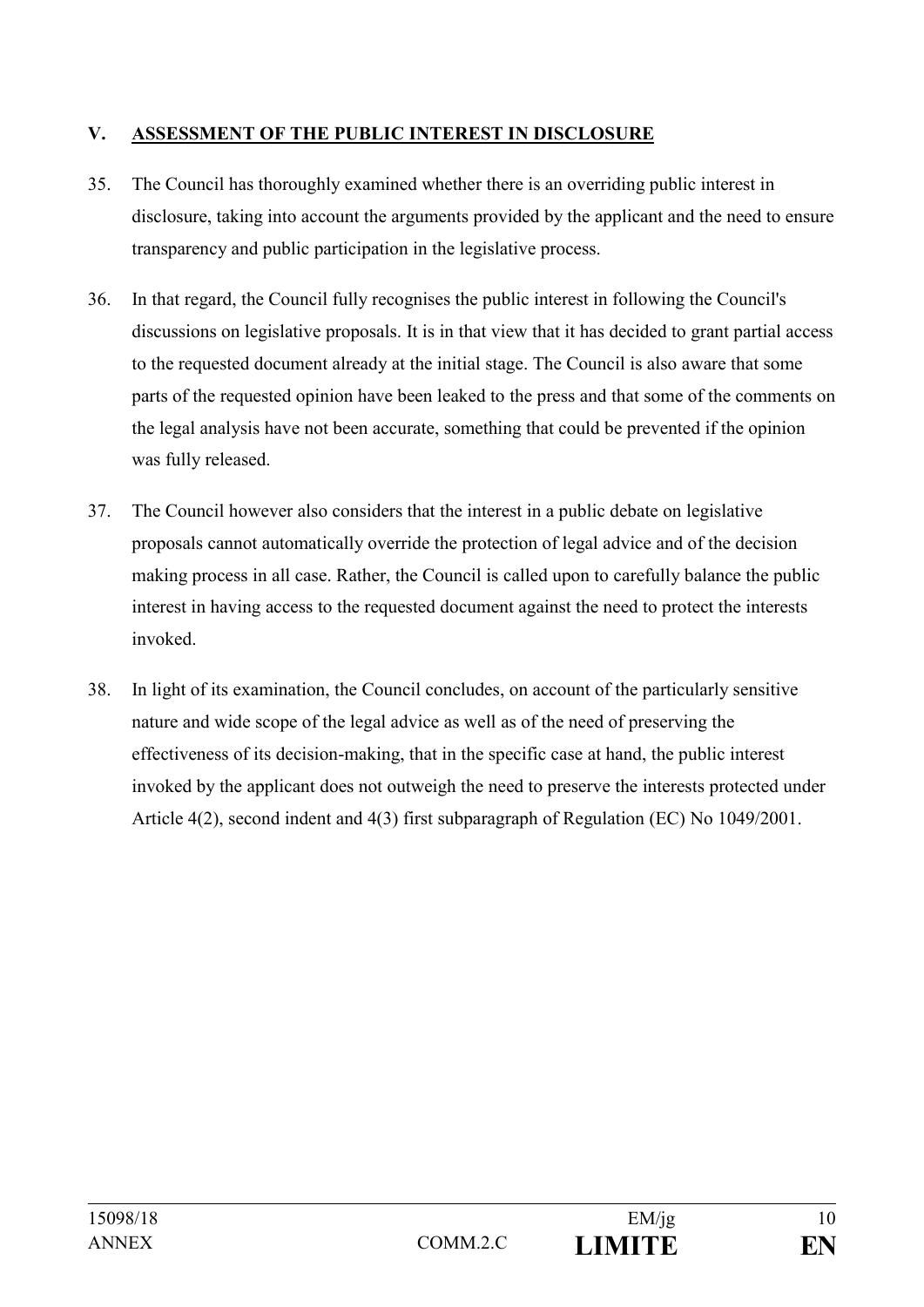## V. ASSESSMENT OF THE PUBLIC INTEREST IN DISCLOSURE

35. The Council has thoroughly examined whether there is an overriding public interest in disclosure, taking into account the arguments provided by the applicant and the need to ensure transparency and public participation in the legislative process.

36. In that regard, the Council fully recognises the public interest in following the Council's discussions on legislative proposals. It is in that view that it has decided to grant partial access to the requested document already at the initial stage. The Council is also aware that some parts of the requested opinion have been leaked to the press and that some of the comments on the legal analysis have not been accurate, something that could be prevented if the opinion was fully released.

37. The Council however also considers that the interest in a public debate on legislative proposals cannot automatically override the protection of legal advice and of the decision making process in all case. Rather, the Council is called upon to carefully balance the public interest in having access to the requested document against the need to protect the interests invoked.

38. In light of its examination, the Council concludes, on account of the particularly sensitive nature and wide scope of the legal advice as well as of the need of preserving the effectiveness of its decision-making, that in the specific case at hand, the public interest invoked by the applicant does not outweigh the need to preserve the interests protected under Article 4(2), second indent and 4(3) first subparagraph of Regulation (EC) No 1049/2001.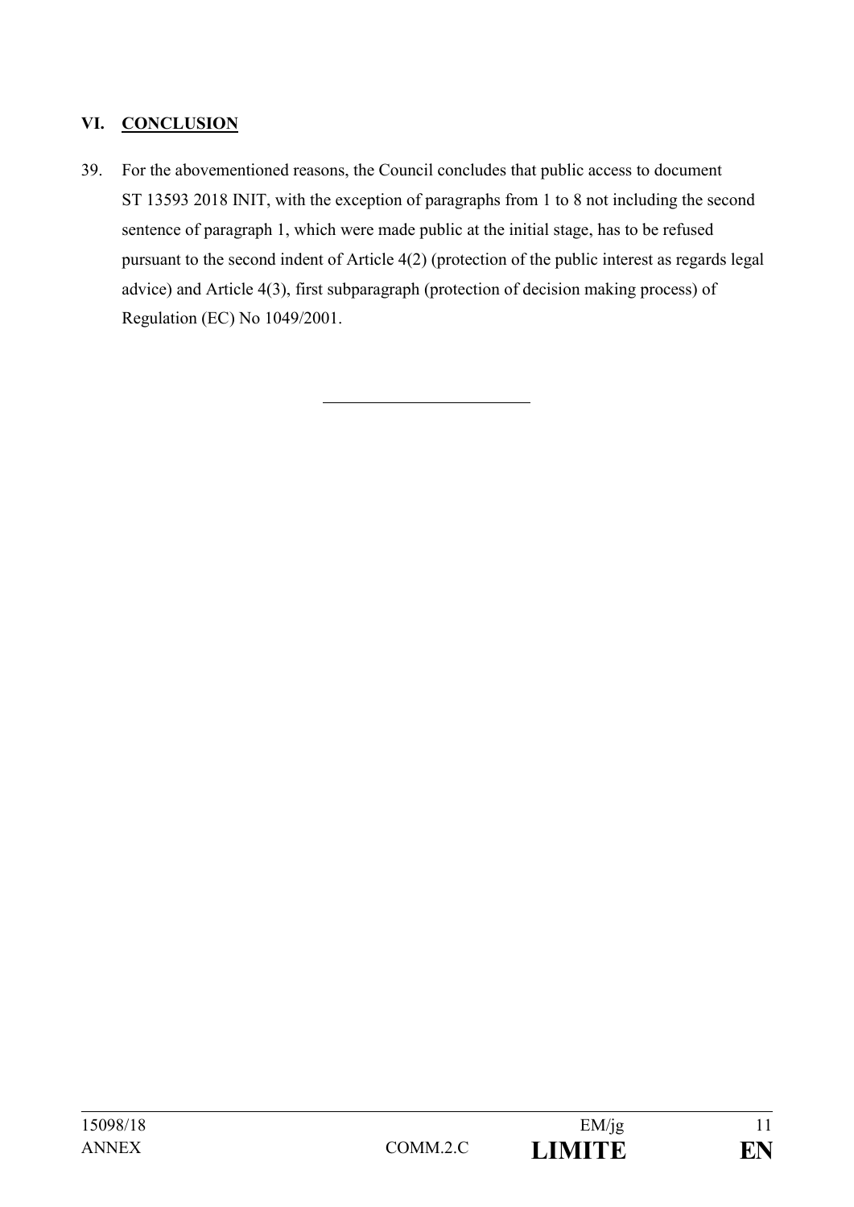## VI. CONCLUSION

39. For the abovementioned reasons, the Council concludes that public access to document ST 13593 2018 INIT, with the exception of paragraphs from 1 to 8 not including the second sentence of paragraph 1, which were made public at the initial stage, has to be refused pursuant to the second indent of Article 4(2) (protection of the public interest as regards legal advice) and Article 4(3), first subparagraph (protection of decision making process) of Regulation (EC) No 1049/2001.